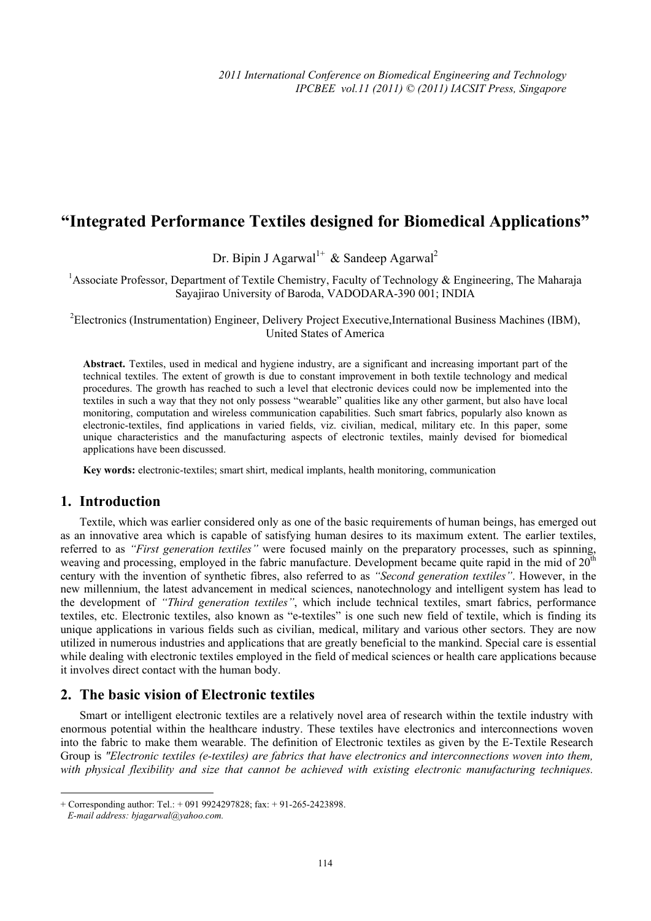# "Integrated Performance Textiles designed for Biomedical Applications"

Dr. Bipin J Agarwal[1+] & Sandeep Agarwal[2]

[1]Associate Professor, Department of Textile Chemistry, Faculty of Technology & Engineering, The Maharaja Sayajirao University of Baroda, VADODARA-390 001; INDIA

[2]Electronics (Instrumentation) Engineer, Delivery Project Executive,International Business Machines (IBM), United States of America

**Abstract.** Textiles, used in medical and hygiene industry, are a significant and increasing important part of the technical textiles. The extent of growth is due to constant improvement in both textile technology and medical procedures. The growth has reached to such a level that electronic devices could now be implemented into the textiles in such a way that they not only possess "wearable" qualities like any other garment, but also have local monitoring, computation and wireless communication capabilities. Such smart fabrics, popularly also known as electronic-textiles, find applications in varied fields, viz. civilian, medical, military etc. In this paper, some unique characteristics and the manufacturing aspects of electronic textiles, mainly devised for biomedical applications have been discussed.

**Key words:** electronic-textiles; smart shirt, medical implants, health monitoring, communication

## 1. Introduction

Textile, which was earlier considered only as one of the basic requirements of human beings, has emerged out as an innovative area which is capable of satisfying human desires to its maximum extent. The earlier textiles, referred to as *"First generation textiles"* were focused mainly on the preparatory processes, such as spinning, weaving and processing, employed in the fabric manufacture. Development became quite rapid in the mid of 20[th] century with the invention of synthetic fibres, also referred to as *"Second generation textiles"*. However, in the new millennium, the latest advancement in medical sciences, nanotechnology and intelligent system has lead to the development of *"Third generation textiles"*, which include technical textiles, smart fabrics, performance textiles, etc. Electronic textiles, also known as "e-textiles" is one such new field of textile, which is finding its unique applications in various fields such as civilian, medical, military and various other sectors. They are now utilized in numerous industries and applications that are greatly beneficial to the mankind. Special care is essential while dealing with electronic textiles employed in the field of medical sciences or health care applications because it involves direct contact with the human body.

## 2. The basic vision of Electronic textiles

Smart or intelligent electronic textiles are a relatively novel area of research within the textile industry with enormous potential within the healthcare industry. These textiles have electronics and interconnections woven into the fabric to make them wearable. The definition of Electronic textiles as given by the E-Textile Research Group is *"Electronic textiles (e-textiles) are fabrics that have electronics and interconnections woven into them, with physical flexibility and size that cannot be achieved with existing electronic manufacturing techniques.*

---

+ Corresponding author: Tel.: + 091 9924297828; fax: + 91-265-2423898.
*E-mail address: bjagarwal@yahoo.com.*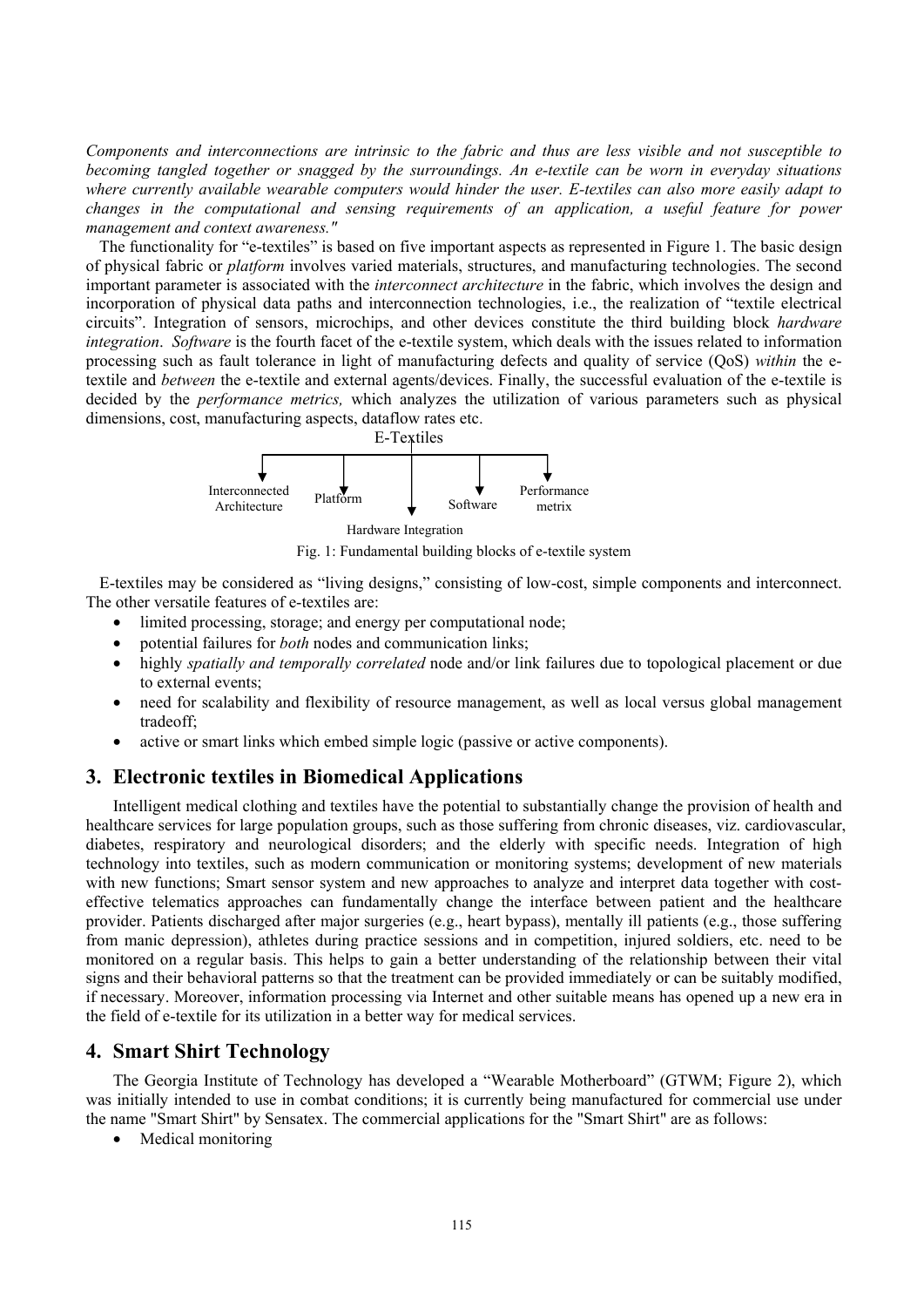*Components and interconnections are intrinsic to the fabric and thus are less visible and not susceptible to becoming tangled together or snagged by the surroundings. An e-textile can be worn in everyday situations where currently available wearable computers would hinder the user. E-textiles can also more easily adapt to changes in the computational and sensing requirements of an application, a useful feature for power management and context awareness."*

The functionality for "e-textiles" is based on five important aspects as represented in Figure 1. The basic design of physical fabric or *platform* involves varied materials, structures, and manufacturing technologies. The second important parameter is associated with the *interconnect architecture* in the fabric, which involves the design and incorporation of physical data paths and interconnection technologies, i.e., the realization of "textile electrical circuits". Integration of sensors, microchips, and other devices constitute the third building block *hardware integration*. *Software* is the fourth facet of the e-textile system, which deals with the issues related to information processing such as fault tolerance in light of manufacturing defects and quality of service (QoS) *within* the e-textile and *between* the e-textile and external agents/devices. Finally, the successful evaluation of the e-textile is decided by the *performance metrics,* which analyzes the utilization of various parameters such as physical dimensions, cost, manufacturing aspects, dataflow rates etc.

E-Textiles

Interconnected Architecture | Platform | Hardware Integration | Software | Performance metrix

Fig. 1: Fundamental building blocks of e-textile system

E-textiles may be considered as "living designs," consisting of low-cost, simple components and interconnect. The other versatile features of e-textiles are:

- limited processing, storage; and energy per computational node;
- potential failures for *both* nodes and communication links;
- highly *spatially and temporally correlated* node and/or link failures due to topological placement or due to external events;
- need for scalability and flexibility of resource management, as well as local versus global management tradeoff;
- active or smart links which embed simple logic (passive or active components).

## 3. Electronic textiles in Biomedical Applications

Intelligent medical clothing and textiles have the potential to substantially change the provision of health and healthcare services for large population groups, such as those suffering from chronic diseases, viz. cardiovascular, diabetes, respiratory and neurological disorders; and the elderly with specific needs. Integration of high technology into textiles, such as modern communication or monitoring systems; development of new materials with new functions; Smart sensor system and new approaches to analyze and interpret data together with cost-effective telematics approaches can fundamentally change the interface between patient and the healthcare provider. Patients discharged after major surgeries (e.g., heart bypass), mentally ill patients (e.g., those suffering from manic depression), athletes during practice sessions and in competition, injured soldiers, etc. need to be monitored on a regular basis. This helps to gain a better understanding of the relationship between their vital signs and their behavioral patterns so that the treatment can be provided immediately or can be suitably modified, if necessary. Moreover, information processing via Internet and other suitable means has opened up a new era in the field of e-textile for its utilization in a better way for medical services.

## 4. Smart Shirt Technology

The Georgia Institute of Technology has developed a "Wearable Motherboard" (GTWM; Figure 2), which was initially intended to use in combat conditions; it is currently being manufactured for commercial use under the name "Smart Shirt" by Sensatex. The commercial applications for the "Smart Shirt" are as follows:

- Medical monitoring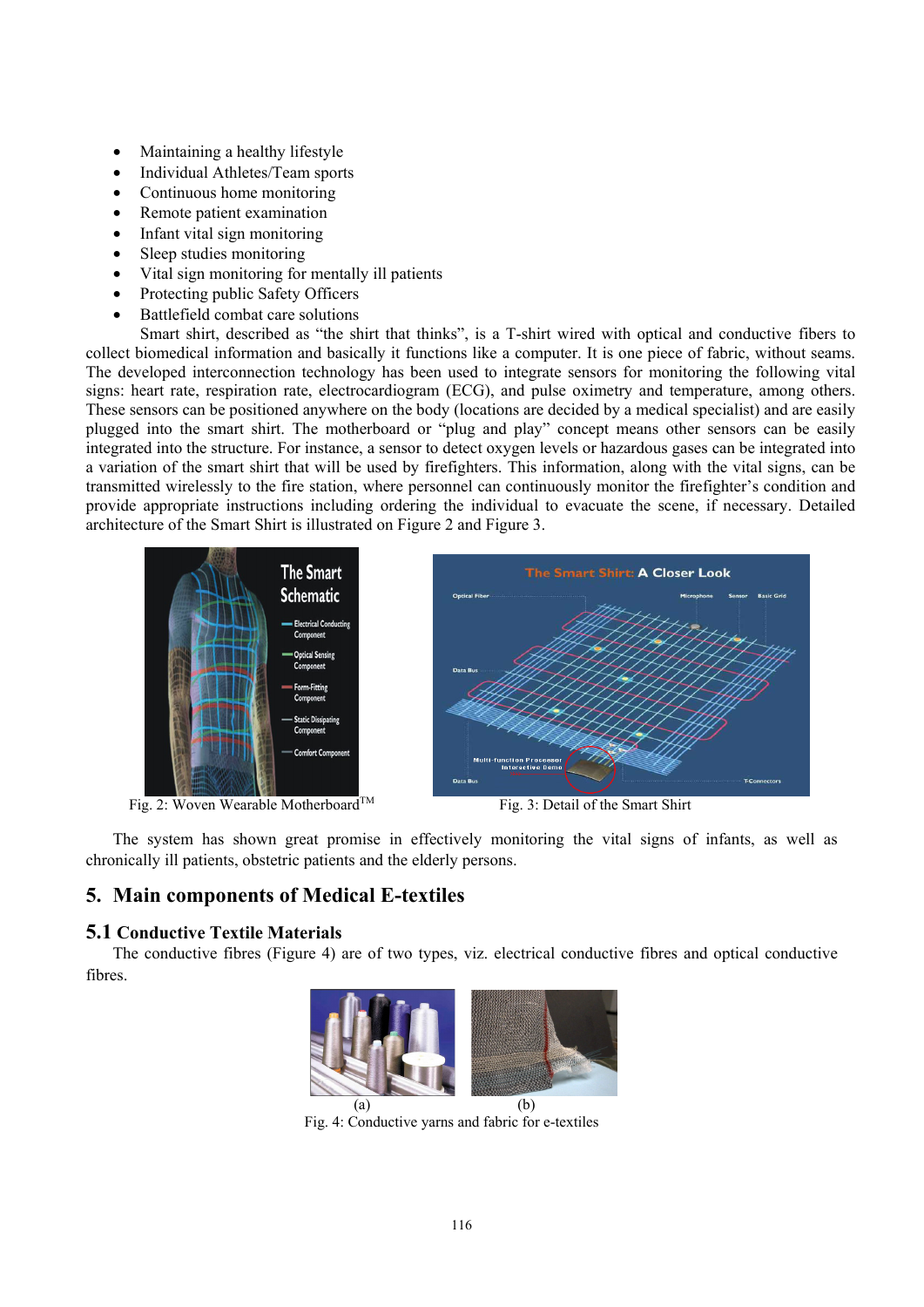- Maintaining a healthy lifestyle
- Individual Athletes/Team sports
- Continuous home monitoring
- Remote patient examination
- Infant vital sign monitoring
- Sleep studies monitoring
- Vital sign monitoring for mentally ill patients
- Protecting public Safety Officers
- Battlefield combat care solutions

Smart shirt, described as "the shirt that thinks", is a T-shirt wired with optical and conductive fibers to collect biomedical information and basically it functions like a computer. It is one piece of fabric, without seams. The developed interconnection technology has been used to integrate sensors for monitoring the following vital signs: heart rate, respiration rate, electrocardiogram (ECG), and pulse oximetry and temperature, among others. These sensors can be positioned anywhere on the body (locations are decided by a medical specialist) and are easily plugged into the smart shirt. The motherboard or "plug and play" concept means other sensors can be easily integrated into the structure. For instance, a sensor to detect oxygen levels or hazardous gases can be integrated into a variation of the smart shirt that will be used by firefighters. This information, along with the vital signs, can be transmitted wirelessly to the fire station, where personnel can continuously monitor the firefighter's condition and provide appropriate instructions including ordering the individual to evacuate the scene, if necessary. Detailed architecture of the Smart Shirt is illustrated on Figure 2 and Figure 3.

Fig. 2: Woven Wearable Motherboard™

Fig. 3: Detail of the Smart Shirt

The system has shown great promise in effectively monitoring the vital signs of infants, as well as chronically ill patients, obstetric patients and the elderly persons.

## 5. Main components of Medical E-textiles

### 5.1 Conductive Textile Materials

The conductive fibres (Figure 4) are of two types, viz. electrical conductive fibres and optical conductive fibres.

(a) (b)

Fig. 4: Conductive yarns and fabric for e-textiles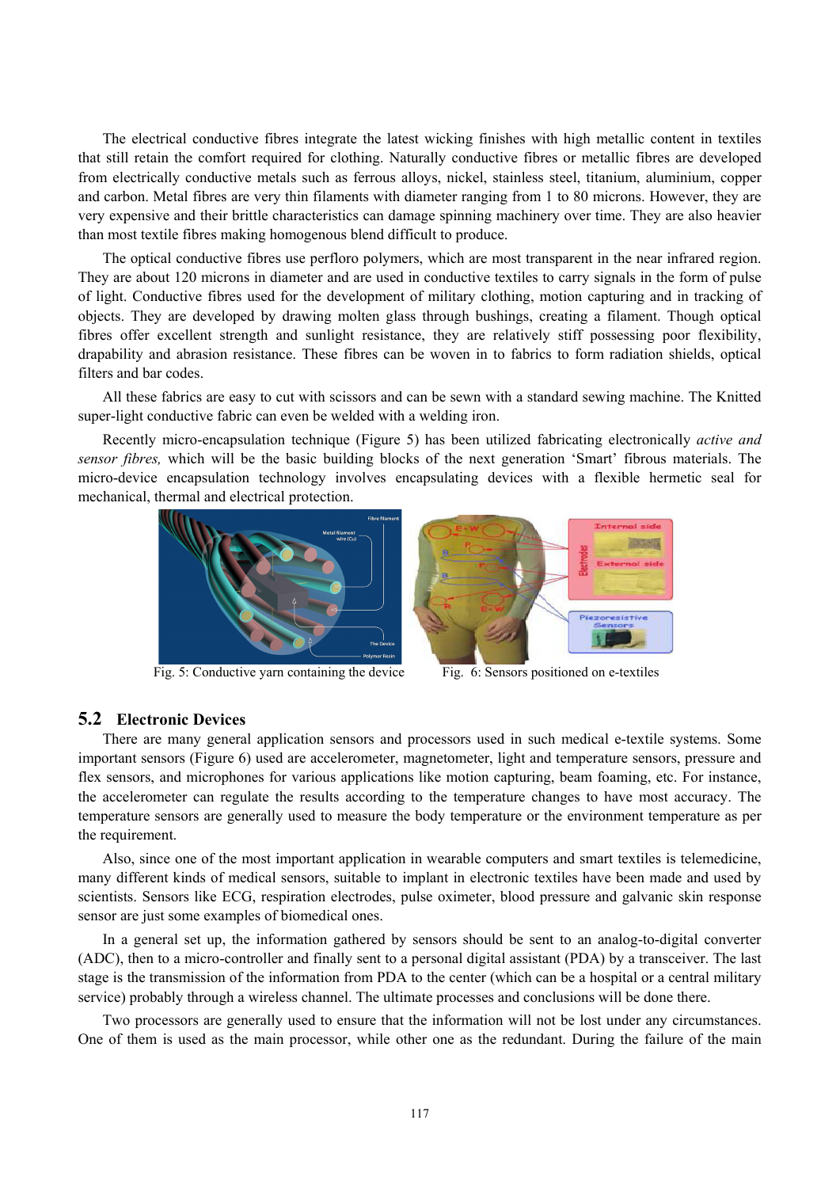The electrical conductive fibres integrate the latest wicking finishes with high metallic content in textiles that still retain the comfort required for clothing. Naturally conductive fibres or metallic fibres are developed from electrically conductive metals such as ferrous alloys, nickel, stainless steel, titanium, aluminium, copper and carbon. Metal fibres are very thin filaments with diameter ranging from 1 to 80 microns. However, they are very expensive and their brittle characteristics can damage spinning machinery over time. They are also heavier than most textile fibres making homogenous blend difficult to produce.

The optical conductive fibres use perfloro polymers, which are most transparent in the near infrared region. They are about 120 microns in diameter and are used in conductive textiles to carry signals in the form of pulse of light. Conductive fibres used for the development of military clothing, motion capturing and in tracking of objects. They are developed by drawing molten glass through bushings, creating a filament. Though optical fibres offer excellent strength and sunlight resistance, they are relatively stiff possessing poor flexibility, drapability and abrasion resistance. These fibres can be woven in to fabrics to form radiation shields, optical filters and bar codes.

All these fabrics are easy to cut with scissors and can be sewn with a standard sewing machine. The Knitted super-light conductive fabric can even be welded with a welding iron.

Recently micro-encapsulation technique (Figure 5) has been utilized fabricating electronically *active and sensor fibres,* which will be the basic building blocks of the next generation 'Smart' fibrous materials. The micro-device encapsulation technology involves encapsulating devices with a flexible hermetic seal for mechanical, thermal and electrical protection.

Fig. 5: Conductive yarn containing the device

Fig. 6: Sensors positioned on e-textiles

## 5.2 Electronic Devices

There are many general application sensors and processors used in such medical e-textile systems. Some important sensors (Figure 6) used are accelerometer, magnetometer, light and temperature sensors, pressure and flex sensors, and microphones for various applications like motion capturing, beam foaming, etc. For instance, the accelerometer can regulate the results according to the temperature changes to have most accuracy. The temperature sensors are generally used to measure the body temperature or the environment temperature as per the requirement.

Also, since one of the most important application in wearable computers and smart textiles is telemedicine, many different kinds of medical sensors, suitable to implant in electronic textiles have been made and used by scientists. Sensors like ECG, respiration electrodes, pulse oximeter, blood pressure and galvanic skin response sensor are just some examples of biomedical ones.

In a general set up, the information gathered by sensors should be sent to an analog-to-digital converter (ADC), then to a micro-controller and finally sent to a personal digital assistant (PDA) by a transceiver. The last stage is the transmission of the information from PDA to the center (which can be a hospital or a central military service) probably through a wireless channel. The ultimate processes and conclusions will be done there.

Two processors are generally used to ensure that the information will not be lost under any circumstances. One of them is used as the main processor, while other one as the redundant. During the failure of the main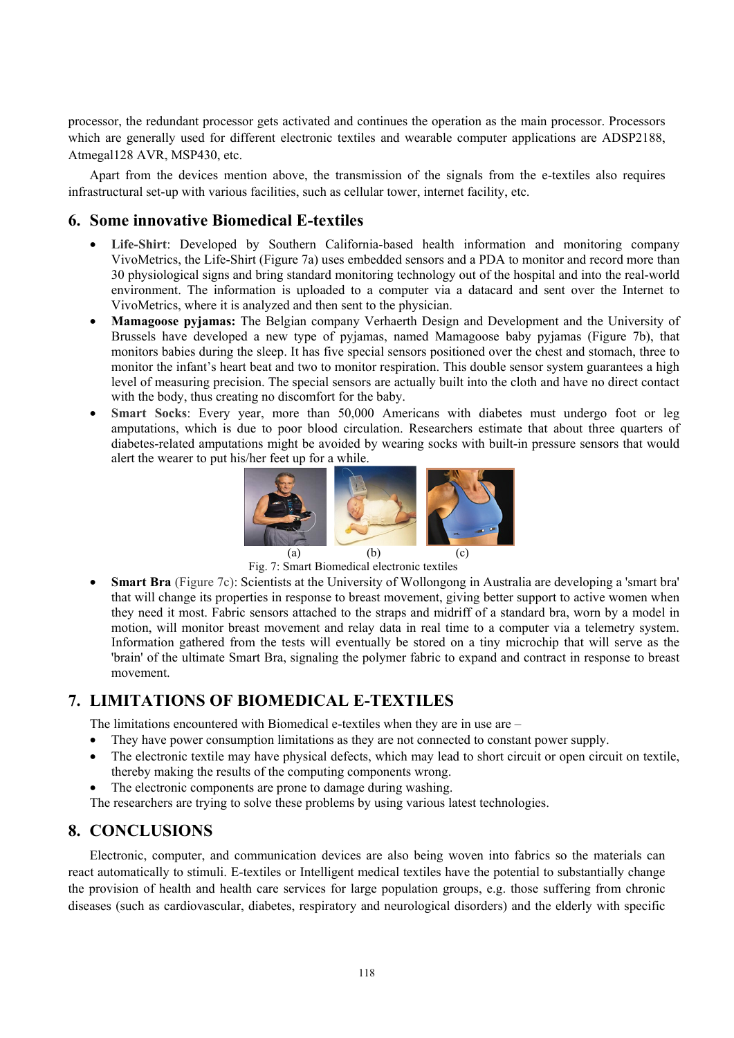processor, the redundant processor gets activated and continues the operation as the main processor. Processors which are generally used for different electronic textiles and wearable computer applications are ADSP2188, Atmegal128 AVR, MSP430, etc.

Apart from the devices mention above, the transmission of the signals from the e-textiles also requires infrastructural set-up with various facilities, such as cellular tower, internet facility, etc.

## 6. Some innovative Biomedical E-textiles

- **Life-Shirt**: Developed by Southern California-based health information and monitoring company VivoMetrics, the Life-Shirt (Figure 7a) uses embedded sensors and a PDA to monitor and record more than 30 physiological signs and bring standard monitoring technology out of the hospital and into the real-world environment. The information is uploaded to a computer via a datacard and sent over the Internet to VivoMetrics, where it is analyzed and then sent to the physician.
- **Mamagoose pyjamas:** The Belgian company Verhaerth Design and Development and the University of Brussels have developed a new type of pyjamas, named Mamagoose baby pyjamas (Figure 7b), that monitors babies during the sleep. It has five special sensors positioned over the chest and stomach, three to monitor the infant's heart beat and two to monitor respiration. This double sensor system guarantees a high level of measuring precision. The special sensors are actually built into the cloth and have no direct contact with the body, thus creating no discomfort for the baby.
- **Smart Socks**: Every year, more than 50,000 Americans with diabetes must undergo foot or leg amputations, which is due to poor blood circulation. Researchers estimate that about three quarters of diabetes-related amputations might be avoided by wearing socks with built-in pressure sensors that would alert the wearer to put his/her feet up for a while.

(a) (b) (c)

Fig. 7: Smart Biomedical electronic textiles

- **Smart Bra** (Figure 7c): Scientists at the University of Wollongong in Australia are developing a 'smart bra' that will change its properties in response to breast movement, giving better support to active women when they need it most. Fabric sensors attached to the straps and midriff of a standard bra, worn by a model in motion, will monitor breast movement and relay data in real time to a computer via a telemetry system. Information gathered from the tests will eventually be stored on a tiny microchip that will serve as the 'brain' of the ultimate Smart Bra, signaling the polymer fabric to expand and contract in response to breast movement.

## 7. LIMITATIONS OF BIOMEDICAL E-TEXTILES

The limitations encountered with Biomedical e-textiles when they are in use are –

- They have power consumption limitations as they are not connected to constant power supply.
- The electronic textile may have physical defects, which may lead to short circuit or open circuit on textile, thereby making the results of the computing components wrong.
- The electronic components are prone to damage during washing.

The researchers are trying to solve these problems by using various latest technologies.

## 8. CONCLUSIONS

Electronic, computer, and communication devices are also being woven into fabrics so the materials can react automatically to stimuli. E-textiles or Intelligent medical textiles have the potential to substantially change the provision of health and health care services for large population groups, e.g. those suffering from chronic diseases (such as cardiovascular, diabetes, respiratory and neurological disorders) and the elderly with specific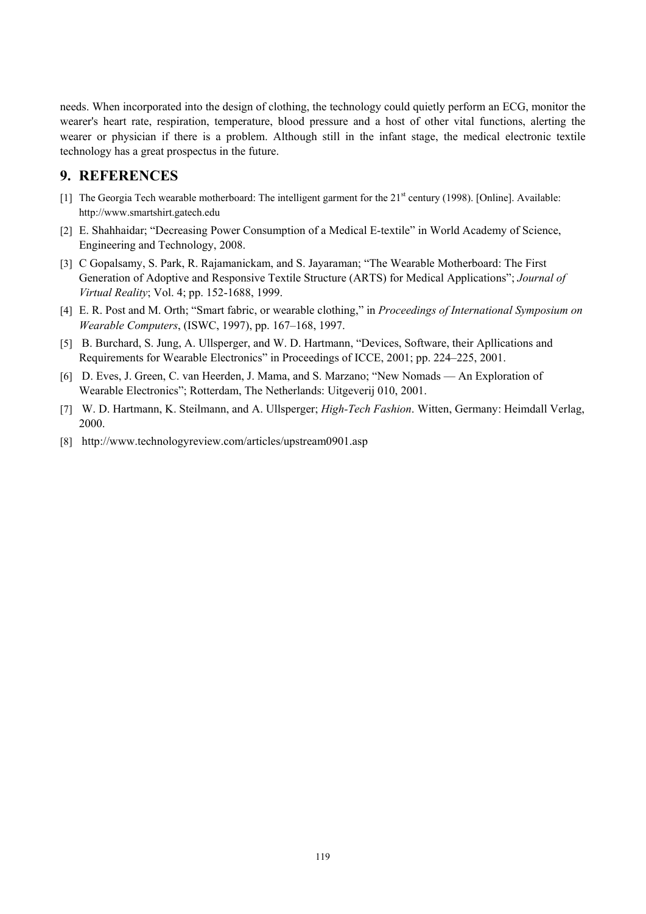needs. When incorporated into the design of clothing, the technology could quietly perform an ECG, monitor the wearer's heart rate, respiration, temperature, blood pressure and a host of other vital functions, alerting the wearer or physician if there is a problem. Although still in the infant stage, the medical electronic textile technology has a great prospectus in the future.

## 9. REFERENCES

[1] The Georgia Tech wearable motherboard: The intelligent garment for the 21st century (1998). [Online]. Available: http://www.smartshirt.gatech.edu

[2] E. Shahhaidar; "Decreasing Power Consumption of a Medical E-textile" in World Academy of Science, Engineering and Technology, 2008.

[3] C Gopalsamy, S. Park, R. Rajamanickam, and S. Jayaraman; "The Wearable Motherboard: The First Generation of Adoptive and Responsive Textile Structure (ARTS) for Medical Applications"; *Journal of Virtual Reality*; Vol. 4; pp. 152-1688, 1999.

[4] E. R. Post and M. Orth; "Smart fabric, or wearable clothing," in *Proceedings of International Symposium on Wearable Computers*, (ISWC, 1997), pp. 167–168, 1997.

[5] B. Burchard, S. Jung, A. Ullsperger, and W. D. Hartmann, "Devices, Software, their Apllications and Requirements for Wearable Electronics" in Proceedings of ICCE, 2001; pp. 224–225, 2001.

[6] D. Eves, J. Green, C. van Heerden, J. Mama, and S. Marzano; "New Nomads — An Exploration of Wearable Electronics"; Rotterdam, The Netherlands: Uitgeverij 010, 2001.

[7] W. D. Hartmann, K. Steilmann, and A. Ullsperger; *High-Tech Fashion*. Witten, Germany: Heimdall Verlag, 2000.

[8] http://www.technologyreview.com/articles/upstream0901.asp